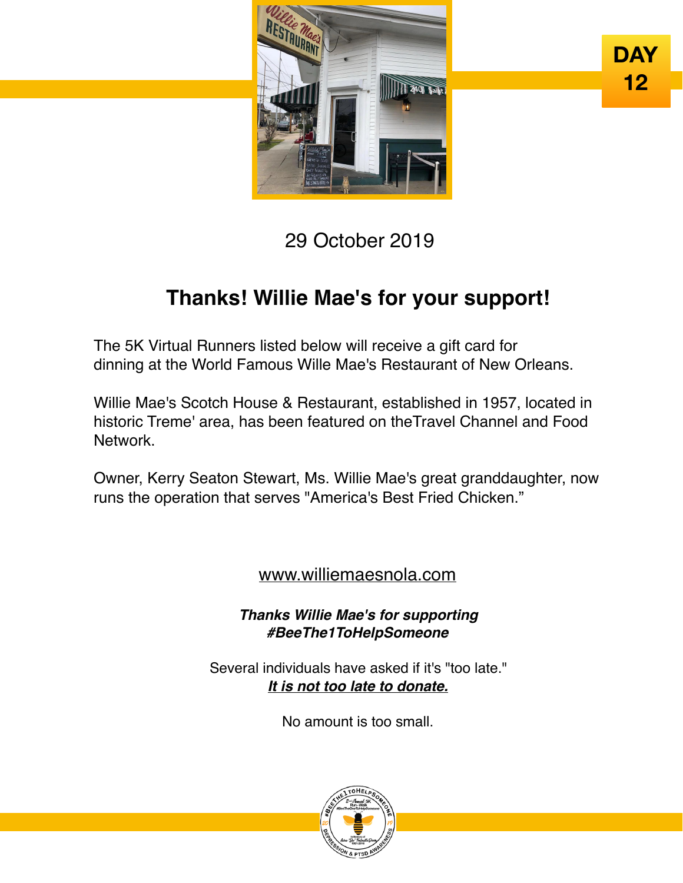DAY 12

29 October 2019

## Thanks! Willie Mae's for your support!

The 5K Virtual Runners listed below will receive a gift card for dinning at the World Famous Wille Mae's Restaurant of New Orleans.

Willie Mae's Scotch House & Restaurant, established in 1957, located in historic Treme' area, has been featured on theTravel Channel and Food Network.

Owner, Kerry Seaton Stewart, Ms. Willie Mae's great granddaughter, now runs the operation that serves "America's Best Fried Chicken."

www.williemaesnola.com

***Thanks Willie Mae's for supporting #BeeThe1ToHelpSomeone***

Several individuals have asked if it's "too late."
***It is not too late to donate.***

No amount is too small.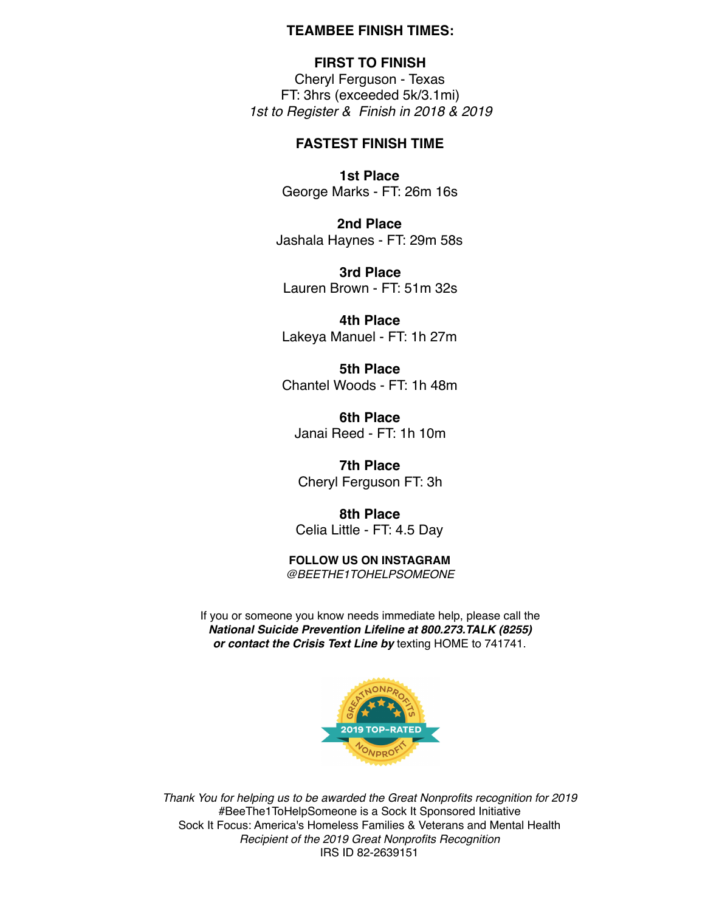**TEAMBEE FINISH TIMES:**

**FIRST TO FINISH**

Cheryl Ferguson - Texas
FT: 3hrs (exceeded 5k/3.1mi)
*1st to Register & Finish in 2018 & 2019*

**FASTEST FINISH TIME**

**1st Place**
George Marks - FT: 26m 16s

**2nd Place**
Jashala Haynes - FT: 29m 58s

**3rd Place**
Lauren Brown - FT: 51m 32s

**4th Place**
Lakeya Manuel - FT: 1h 27m

**5th Place**
Chantel Woods - FT: 1h 48m

**6th Place**
Janai Reed - FT: 1h 10m

**7th Place**
Cheryl Ferguson FT: 3h

**8th Place**
Celia Little - FT: 4.5 Day

**FOLLOW US ON INSTAGRAM**
*@BEETHE1TOHELPSOMEONE*

If you or someone you know needs immediate help, please call the ***National Suicide Prevention Lifeline at 800.273.TALK (8255) or contact the Crisis Text Line by*** texting HOME to 741741.

GREATNONPROFITS
2019 TOP-RATED
NONPROFIT

*Thank You for helping us to be awarded the Great Nonprofits recognition for 2019*
#BeeThe1ToHelpSomeone is a Sock It Sponsored Initiative
Sock It Focus: America's Homeless Families & Veterans and Mental Health
*Recipient of the 2019 Great Nonprofits Recognition*
IRS ID 82-2639151